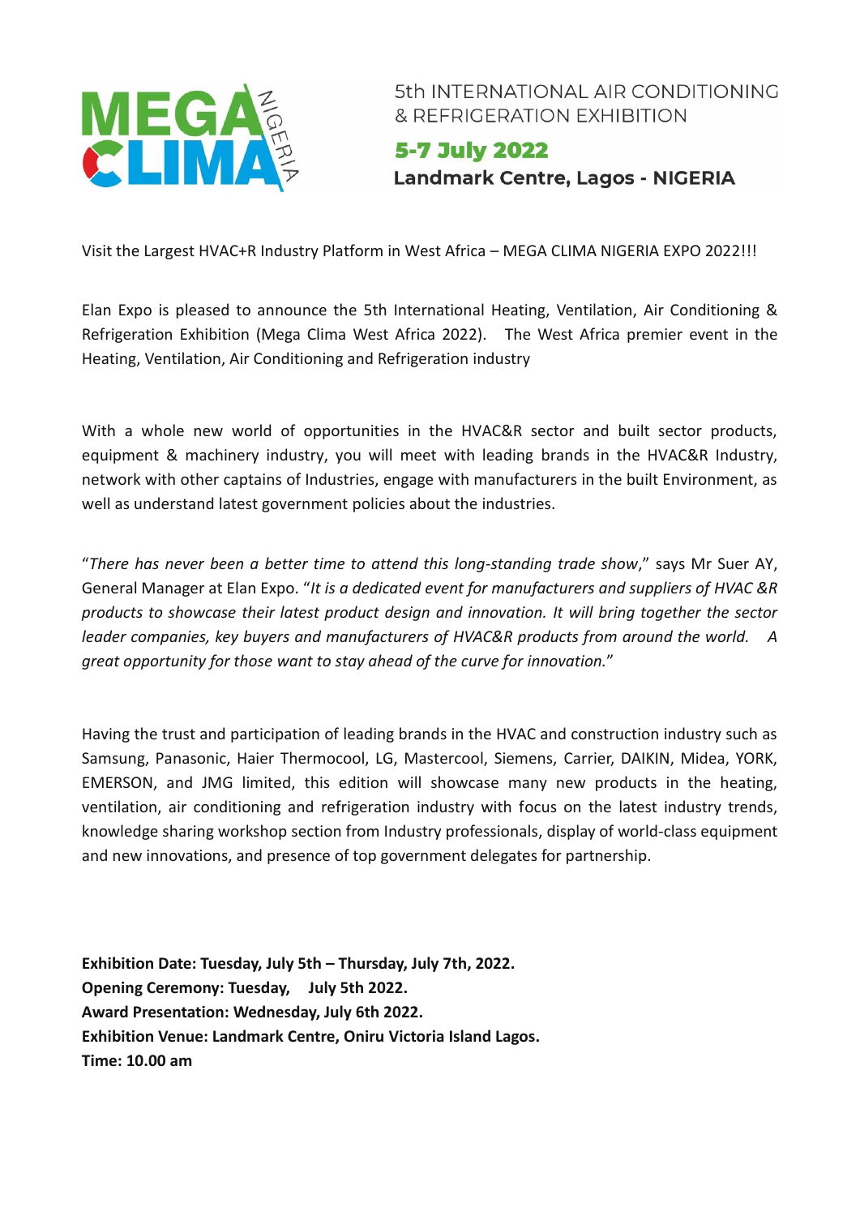MEGA CLIMA NIGERIA

5th INTERNATIONAL AIR CONDITIONING & REFRIGERATION EXHIBITION

**5-7 July 2022**

**Landmark Centre, Lagos - NIGERIA**

Visit the Largest HVAC+R Industry Platform in West Africa – MEGA CLIMA NIGERIA EXPO 2022!!!

Elan Expo is pleased to announce the 5th International Heating, Ventilation, Air Conditioning & Refrigeration Exhibition (Mega Clima West Africa 2022). The West Africa premier event in the Heating, Ventilation, Air Conditioning and Refrigeration industry

With a whole new world of opportunities in the HVAC&R sector and built sector products, equipment & machinery industry, you will meet with leading brands in the HVAC&R Industry, network with other captains of Industries, engage with manufacturers in the built Environment, as well as understand latest government policies about the industries.

"*There has never been a better time to attend this long-standing trade show*," says Mr Suer AY, General Manager at Elan Expo. "*It is a dedicated event for manufacturers and suppliers of HVAC &R products to showcase their latest product design and innovation. It will bring together the sector leader companies, key buyers and manufacturers of HVAC&R products from around the world. A great opportunity for those want to stay ahead of the curve for innovation.*"

Having the trust and participation of leading brands in the HVAC and construction industry such as Samsung, Panasonic, Haier Thermocool, LG, Mastercool, Siemens, Carrier, DAIKIN, Midea, YORK, EMERSON, and JMG limited, this edition will showcase many new products in the heating, ventilation, air conditioning and refrigeration industry with focus on the latest industry trends, knowledge sharing workshop section from Industry professionals, display of world-class equipment and new innovations, and presence of top government delegates for partnership.

**Exhibition Date: Tuesday, July 5th – Thursday, July 7th, 2022.**
**Opening Ceremony: Tuesday, July 5th 2022.**
**Award Presentation: Wednesday, July 6th 2022.**
**Exhibition Venue: Landmark Centre, Oniru Victoria Island Lagos.**
**Time: 10.00 am**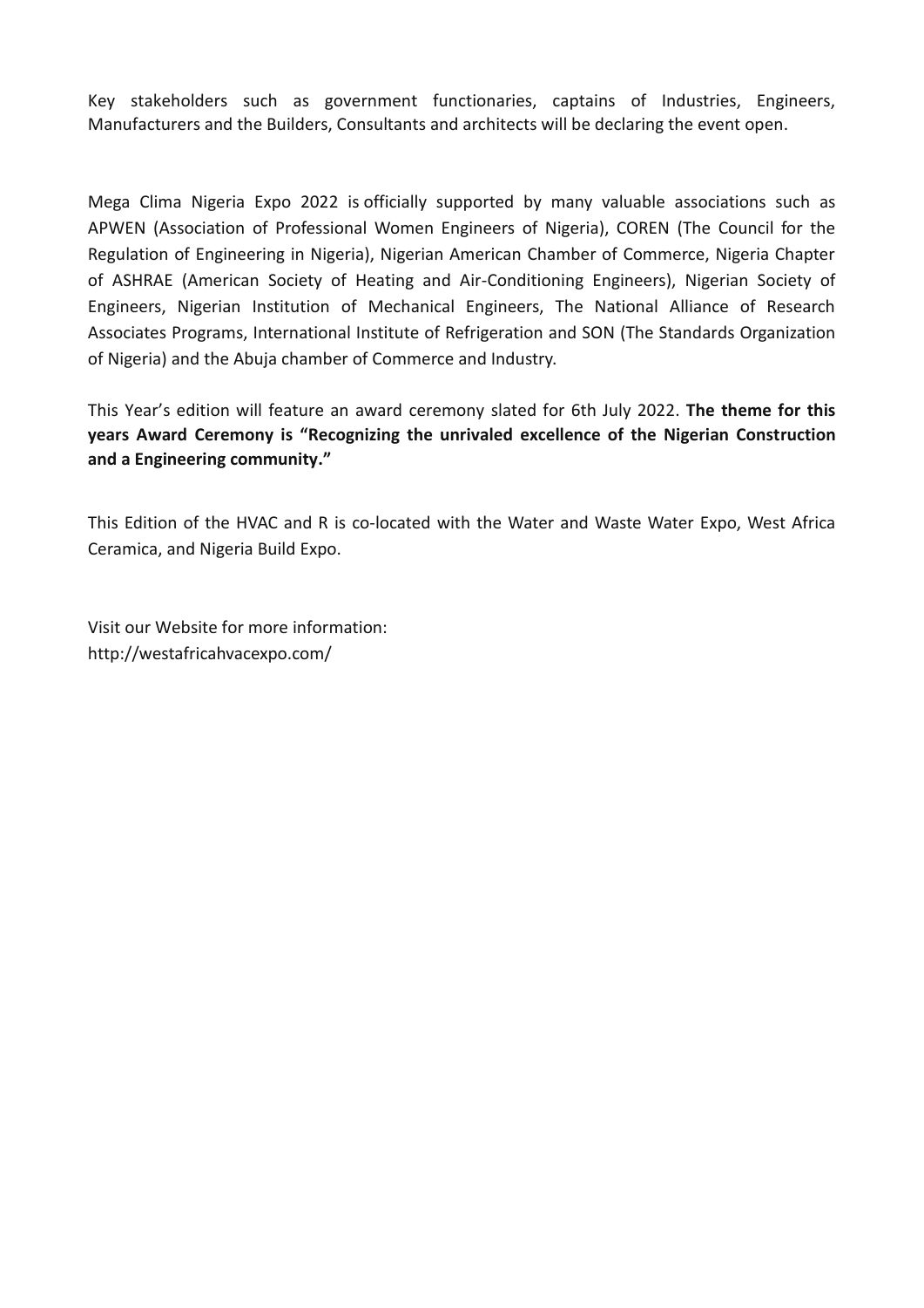Key stakeholders such as government functionaries, captains of Industries, Engineers, Manufacturers and the Builders, Consultants and architects will be declaring the event open.

Mega Clima Nigeria Expo 2022 is officially supported by many valuable associations such as APWEN (Association of Professional Women Engineers of Nigeria), COREN (The Council for the Regulation of Engineering in Nigeria), Nigerian American Chamber of Commerce, Nigeria Chapter of ASHRAE (American Society of Heating and Air-Conditioning Engineers), Nigerian Society of Engineers, Nigerian Institution of Mechanical Engineers, The National Alliance of Research Associates Programs, International Institute of Refrigeration and SON (The Standards Organization of Nigeria) and the Abuja chamber of Commerce and Industry.

This Year's edition will feature an award ceremony slated for 6th July 2022. **The theme for this years Award Ceremony is "Recognizing the unrivaled excellence of the Nigerian Construction and a Engineering community."**

This Edition of the HVAC and R is co-located with the Water and Waste Water Expo, West Africa Ceramica, and Nigeria Build Expo.

Visit our Website for more information:
http://westafricahvacexpo.com/